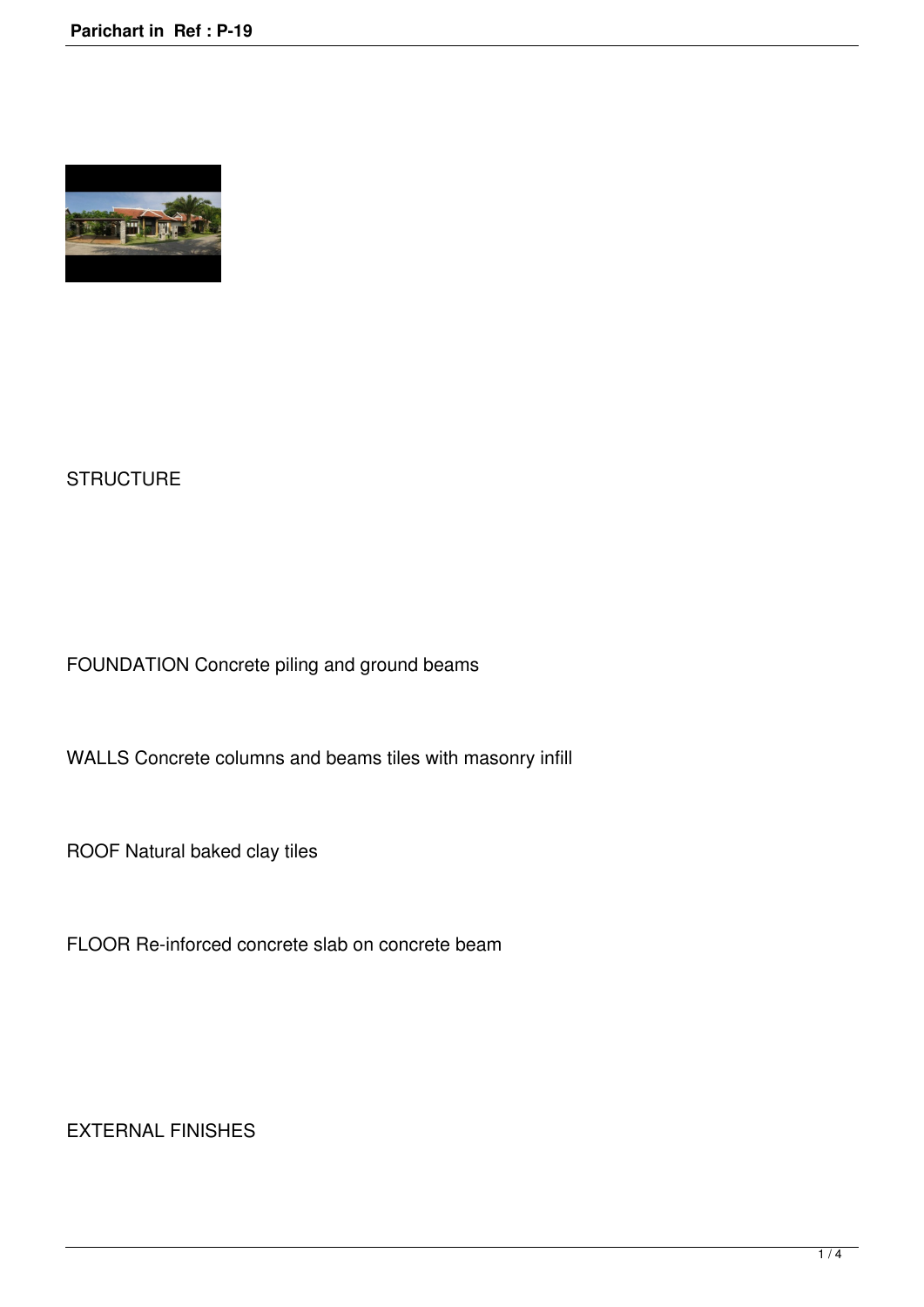STRUCTURE

FOUNDATION Concrete piling and ground beams

WALLS Concrete columns and beams tiles with masonry infill

ROOF Natural baked clay tiles

FLOOR Re-inforced concrete slab on concrete beam

EXTERNAL FINISHES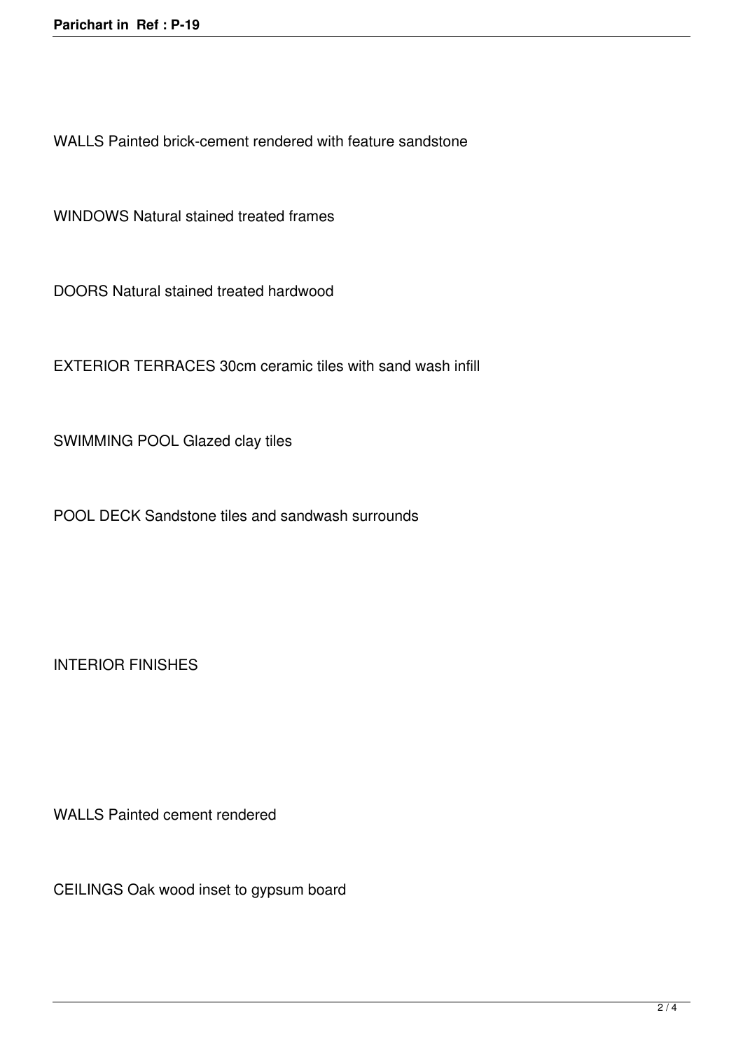WALLS Painted brick-cement rendered with feature sandstone

WINDOWS Natural stained treated frames

DOORS Natural stained treated hardwood

EXTERIOR TERRACES 30cm ceramic tiles with sand wash infill

SWIMMING POOL Glazed clay tiles

POOL DECK Sandstone tiles and sandwash surrounds

## INTERIOR FINISHES

WALLS Painted cement rendered

CEILINGS Oak wood inset to gypsum board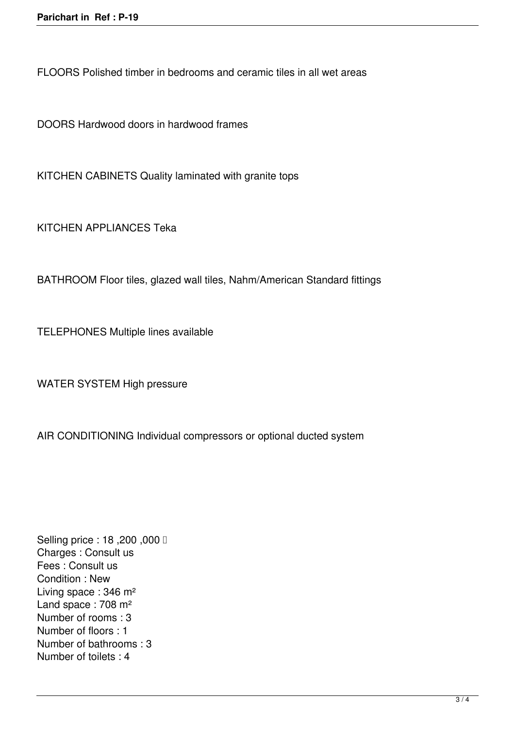FLOORS Polished timber in bedrooms and ceramic tiles in all wet areas

DOORS Hardwood doors in hardwood frames

KITCHEN CABINETS Quality laminated with granite tops

KITCHEN APPLIANCES Teka

BATHROOM Floor tiles, glazed wall tiles, Nahm/American Standard fittings

TELEPHONES Multiple lines available

WATER SYSTEM High pressure

AIR CONDITIONING Individual compressors or optional ducted system

Selling price : 18 ,200 ,000 
Charges : Consult us
Fees : Consult us
Condition : New
Living space : 346 m²
Land space : 708 m²
Number of rooms : 3
Number of floors : 1
Number of bathrooms : 3
Number of toilets : 4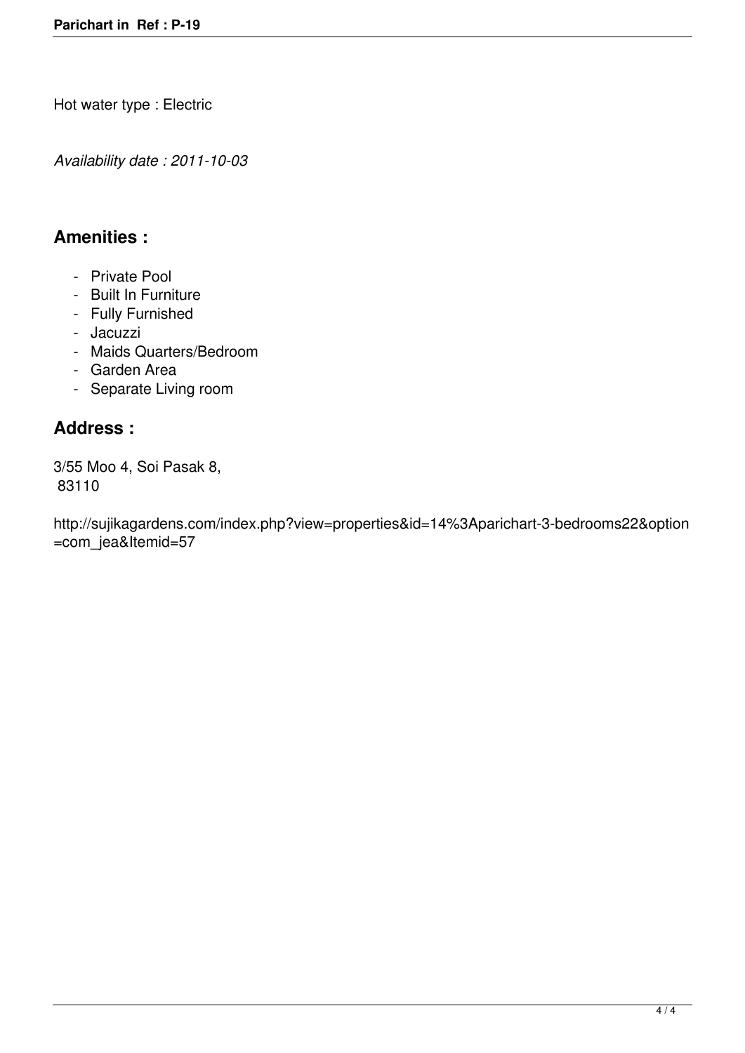Hot water type : Electric

*Availability date : 2011-10-03*

## Amenities :

- Private Pool
- Built In Furniture
- Fully Furnished
- Jacuzzi
- Maids Quarters/Bedroom
- Garden Area
- Separate Living room

## Address :

3/55 Moo 4, Soi Pasak 8,
83110

http://sujikagardens.com/index.php?view=properties&id=14%3Aparichart-3-bedrooms22&option=com_jea&Itemid=57